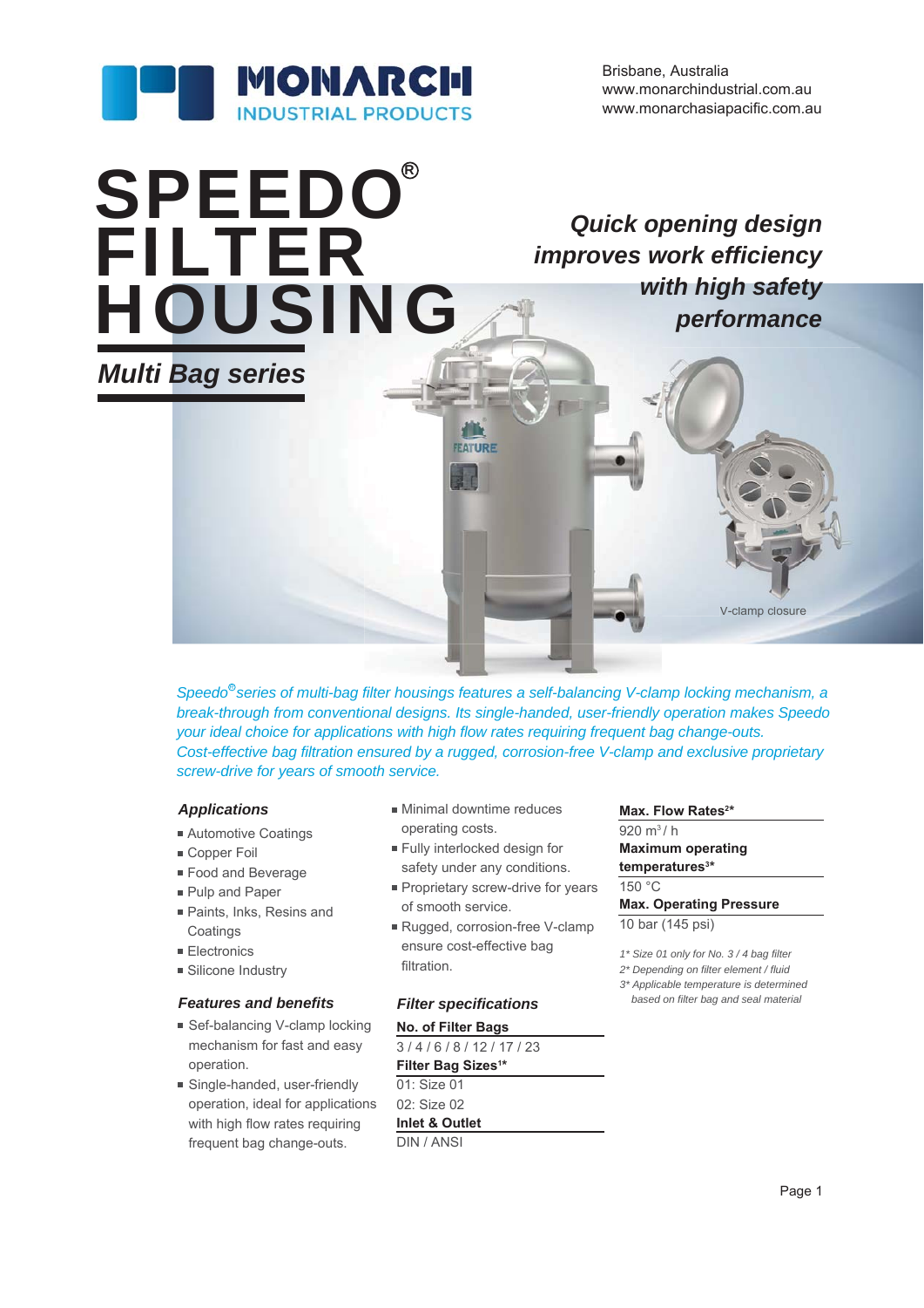MONARCH INDUSTRIAL PRODUCTS

Brisbane, Australia
www.monarchindustrial.com.au
www.monarchasiapacific.com.au

# SPEEDO® FILTER HOUSING

## *Multi Bag series*

***Quick opening design improves work efficiency with high safety performance***

V-clamp closure

*Speedo® series of multi-bag filter housings features a self-balancing V-clamp locking mechanism, a break-through from conventional designs. Its single-handed, user-friendly operation makes Speedo your ideal choice for applications with high flow rates requiring frequent bag change-outs. Cost-effective bag filtration ensured by a rugged, corrosion-free V-clamp and exclusive proprietary screw-drive for years of smooth service.*

### *Applications*

- Automotive Coatings
- Copper Foil
- Food and Beverage
- Pulp and Paper
- Paints, Inks, Resins and Coatings
- Electronics
- Silicone Industry

### *Features and benefits*

- Sef-balancing V-clamp locking mechanism for fast and easy operation.
- Single-handed, user-friendly operation, ideal for applications with high flow rates requiring frequent bag change-outs.
- Minimal downtime reduces operating costs.
- Fully interlocked design for safety under any conditions.
- Proprietary screw-drive for years of smooth service.
- Rugged, corrosion-free V-clamp ensure cost-effective bag filtration.

### *Filter specifications*

**No. of Filter Bags**
3 / 4 / 6 / 8 / 12 / 17 / 23

**Filter Bag Sizes[1*]**
01: Size 01
02: Size 02

**Inlet & Outlet**
DIN / ANSI

**Max. Flow Rates[2*]**
920 $m^3$ / h

**Maximum operating temperatures[3*]**
150 °C

**Max. Operating Pressure**
10 bar (145 psi)

*1\* Size 01 only for No. 3 / 4 bag filter*
*2\* Depending on filter element / fluid*
*3\* Applicable temperature is determined based on filter bag and seal material*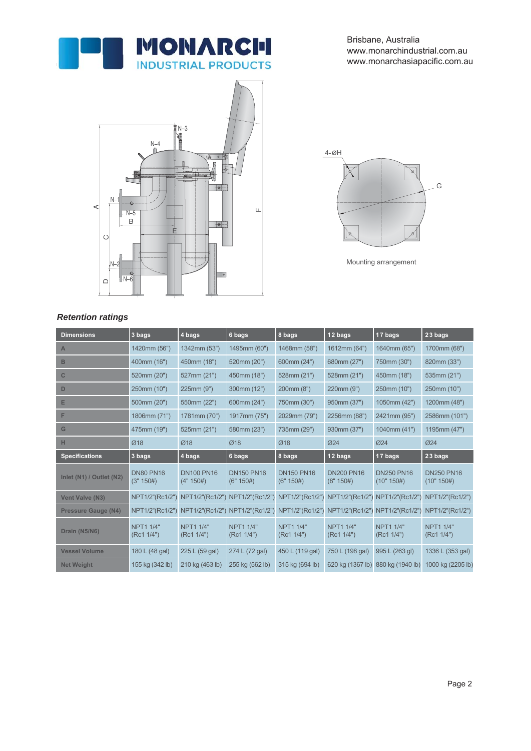Brisbane, Australia
www.monarchindustrial.com.au
www.monarchasiapacific.com.au

Mounting arrangement

*Retention ratings*

| Dimensions | 3 bags | 4 bags | 6 bags | 8 bags | 12 bags | 17 bags | 23 bags |
|---|---|---|---|---|---|---|---|
| A | 1420mm (56") | 1342mm (53") | 1495mm (60") | 1468mm (58") | 1612mm (64") | 1640mm (65") | 1700mm (68") |
| B | 400mm (16") | 450mm (18") | 520mm (20") | 600mm (24") | 680mm (27") | 750mm (30") | 820mm (33") |
| C | 520mm (20") | 527mm (21") | 450mm (18") | 528mm (21") | 528mm (21") | 450mm (18") | 535mm (21") |
| D | 250mm (10") | 225mm (9") | 300mm (12") | 200mm (8") | 220mm (9") | 250mm (10") | 250mm (10") |
| E | 500mm (20") | 550mm (22") | 600mm (24") | 750mm (30") | 950mm (37") | 1050mm (42") | 1200mm (48") |
| F | 1806mm (71") | 1781mm (70") | 1917mm (75") | 2029mm (79") | 2256mm (88") | 2421mm (95") | 2586mm (101") |
| G | 475mm (19") | 525mm (21") | 580mm (23") | 735mm (29") | 930mm (37") | 1040mm (41") | 1195mm (47") |
| H | Ø18 | Ø18 | Ø18 | Ø18 | Ø24 | Ø24 | Ø24 |
| **Specifications** | **3 bags** | **4 bags** | **6 bags** | **8 bags** | **12 bags** | **17 bags** | **23 bags** |
| Inlet (N1) / Outlet (N2) | DN80 PN16 (3" 150#) | DN100 PN16 (4" 150#) | DN150 PN16 (6" 150#) | DN150 PN16 (6" 150#) | DN200 PN16 (8" 150#) | DN250 PN16 (10" 150#) | DN250 PN16 (10" 150#) |
| Vent Valve (N3) | NPT1/2"(Rc1/2") | NPT1/2"(Rc1/2") | NPT1/2"(Rc1/2") | NPT1/2"(Rc1/2") | NPT1/2"(Rc1/2") | NPT1/2"(Rc1/2") | NPT1/2"(Rc1/2") |
| Pressure Gauge (N4) | NPT1/2"(Rc1/2") | NPT1/2"(Rc1/2") | NPT1/2"(Rc1/2") | NPT1/2"(Rc1/2") | NPT1/2"(Rc1/2") | NPT1/2"(Rc1/2") | NPT1/2"(Rc1/2") |
| Drain (N5/N6) | NPT1 1/4" (Rc1 1/4") | NPT1 1/4" (Rc1 1/4") | NPT1 1/4" (Rc1 1/4") | NPT1 1/4" (Rc1 1/4") | NPT1 1/4" (Rc1 1/4") | NPT1 1/4" (Rc1 1/4") | NPT1 1/4" (Rc1 1/4") |
| Vessel Volume | 180 L (48 gal) | 225 L (59 gal) | 274 L (72 gal) | 450 L (119 gal) | 750 L (198 gal) | 995 L (263 gl) | 1336 L (353 gal) |
| Net Weight | 155 kg (342 lb) | 210 kg (463 lb) | 255 kg (562 lb) | 315 kg (694 lb) | 620 kg (1367 lb) | 880 kg (1940 lb) | 1000 kg (2205 lb) |